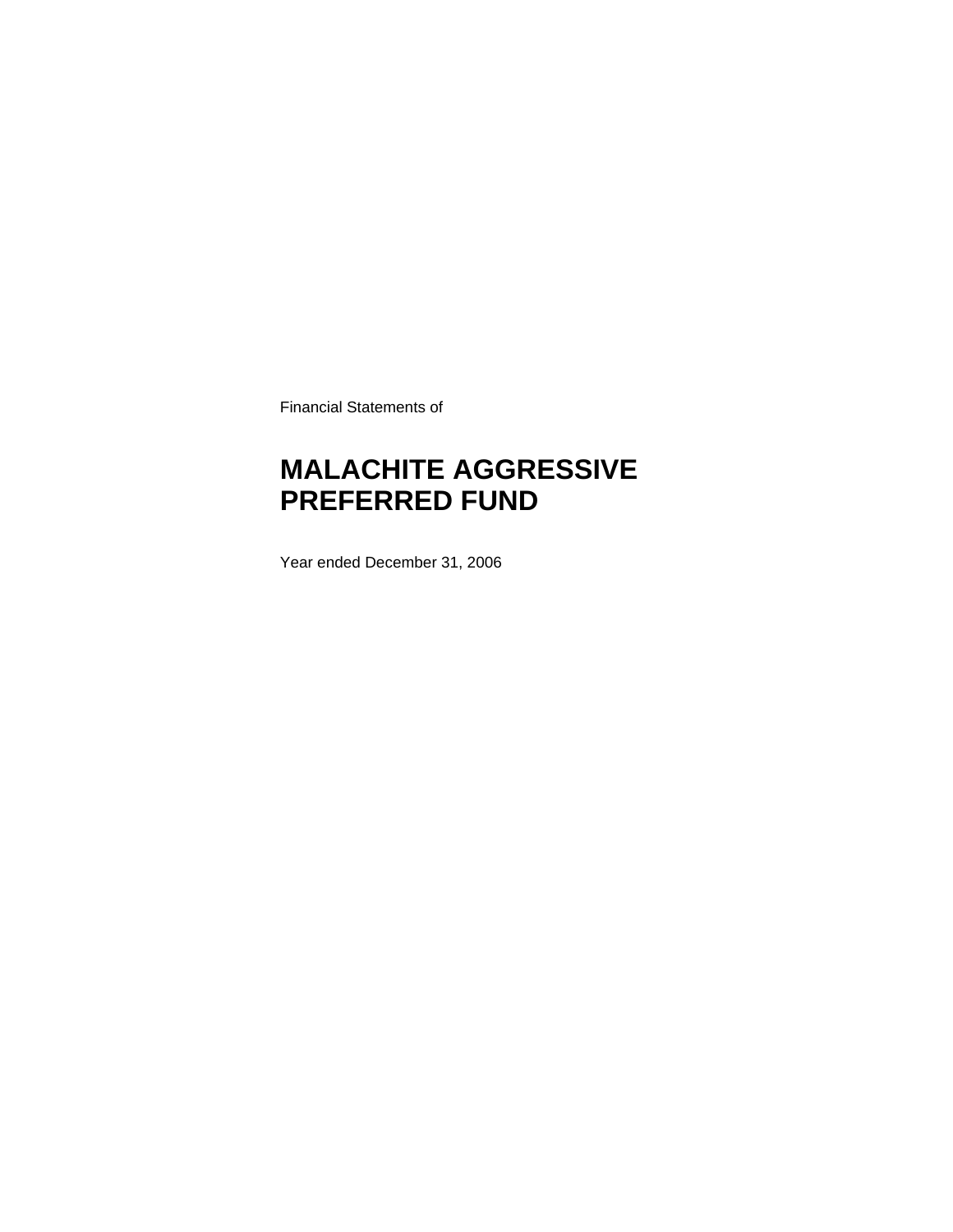Financial Statements of

# MALACHITE AGGRESSIVE PREFERRED FUND

Year ended December 31, 2006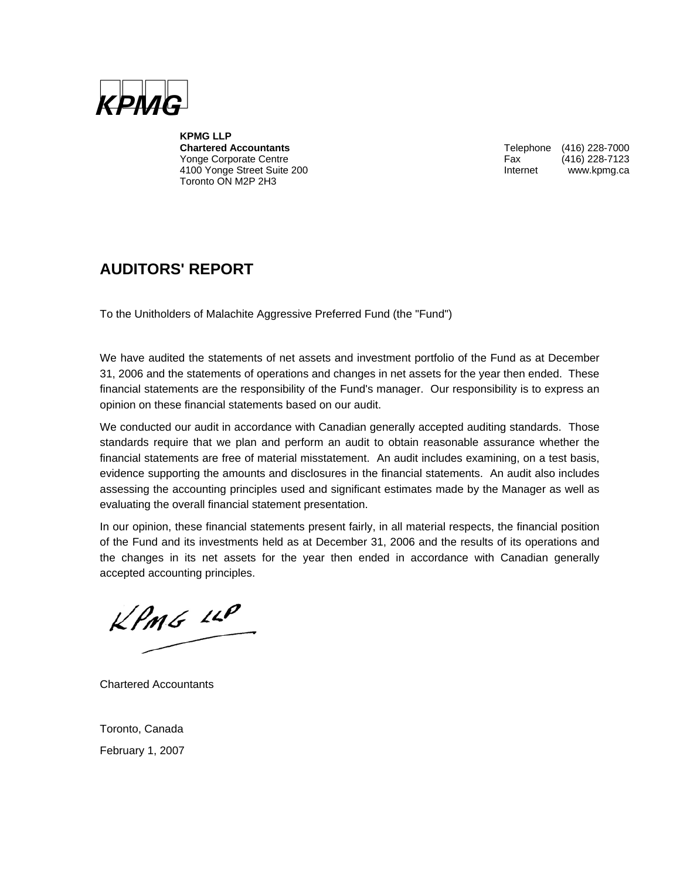KPMG

**KPMG LLP**
**Chartered Accountants**
Yonge Corporate Centre
4100 Yonge Street Suite 200
Toronto ON M2P 2H3

Telephone (416) 228-7000
Fax (416) 228-7123
Internet www.kpmg.ca

## AUDITORS' REPORT

To the Unitholders of Malachite Aggressive Preferred Fund (the "Fund")

We have audited the statements of net assets and investment portfolio of the Fund as at December 31, 2006 and the statements of operations and changes in net assets for the year then ended. These financial statements are the responsibility of the Fund's manager. Our responsibility is to express an opinion on these financial statements based on our audit.

We conducted our audit in accordance with Canadian generally accepted auditing standards. Those standards require that we plan and perform an audit to obtain reasonable assurance whether the financial statements are free of material misstatement. An audit includes examining, on a test basis, evidence supporting the amounts and disclosures in the financial statements. An audit also includes assessing the accounting principles used and significant estimates made by the Manager as well as evaluating the overall financial statement presentation.

In our opinion, these financial statements present fairly, in all material respects, the financial position of the Fund and its investments held as at December 31, 2006 and the results of its operations and the changes in its net assets for the year then ended in accordance with Canadian generally accepted accounting principles.

KPMG LLP

Chartered Accountants

Toronto, Canada

February 1, 2007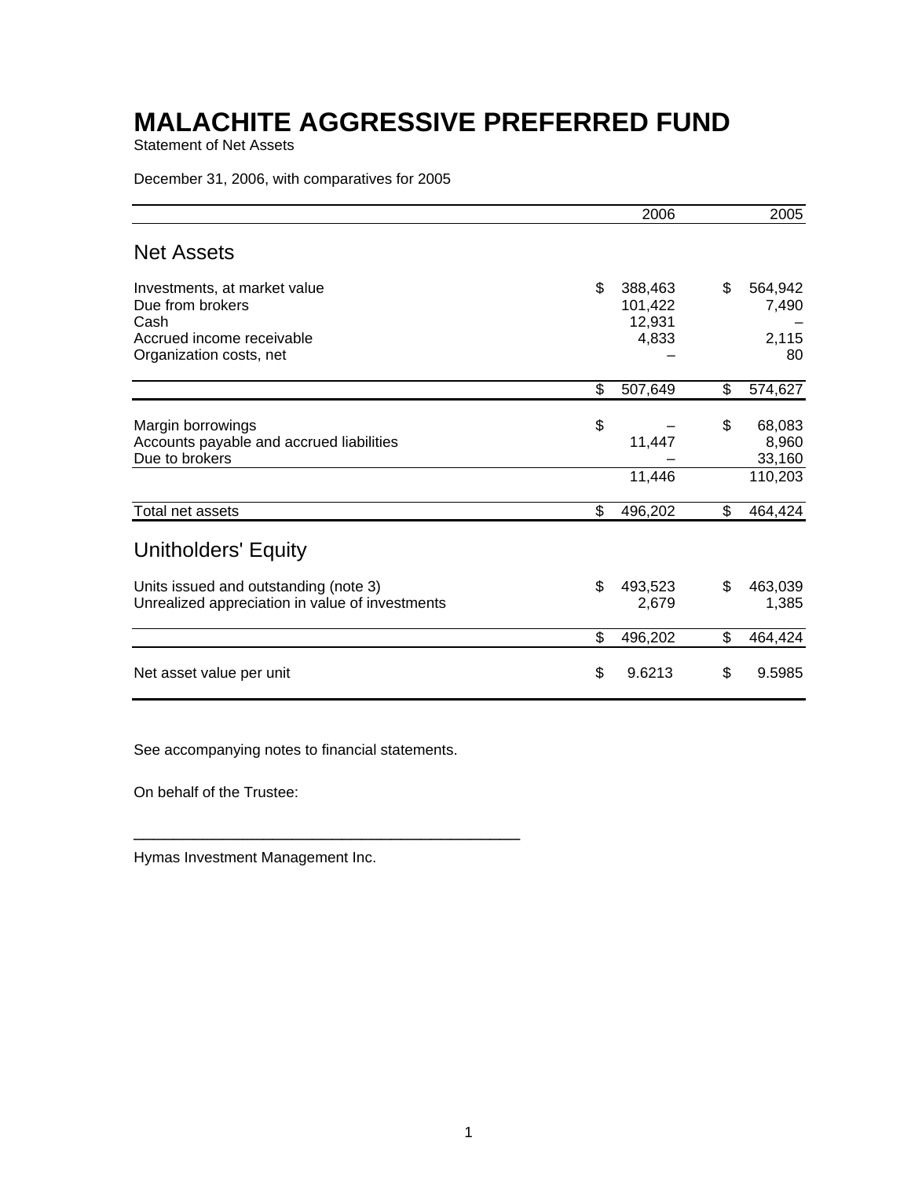# MALACHITE AGGRESSIVE PREFERRED FUND

Statement of Net Assets

December 31, 2006, with comparatives for 2005

| | 2006 | 2005 |
|---|---|---|
| **Net Assets** | | |
| Investments, at market value | $ 388,463 | $ 564,942 |
| Due from brokers | 101,422 | 7,490 |
| Cash | 12,931 | – |
| Accrued income receivable | 4,833 | 2,115 |
| Organization costs, net | – | 80 |
| | $ 507,649 | $ 574,627 |
| Margin borrowings | $ – | $ 68,083 |
| Accounts payable and accrued liabilities | 11,447 | 8,960 |
| Due to brokers | – | 33,160 |
| | 11,446 | 110,203 |
| Total net assets | $ 496,202 | $ 464,424 |
| **Unitholders' Equity** | | |
| Units issued and outstanding (note 3) | $ 493,523 | $ 463,039 |
| Unrealized appreciation in value of investments | 2,679 | 1,385 |
| | $ 496,202 | $ 464,424 |
| Net asset value per unit | $ 9.6213 | $ 9.5985 |

See accompanying notes to financial statements.

On behalf of the Trustee:

_______________________________________________

Hymas Investment Management Inc.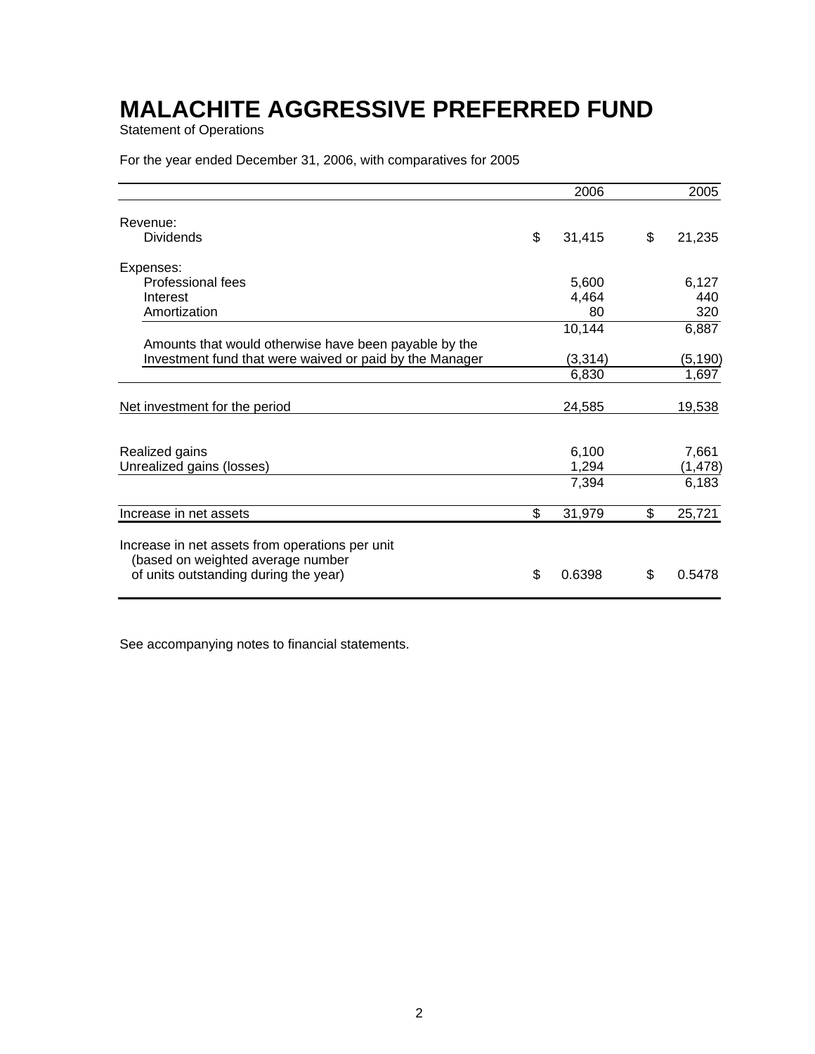# MALACHITE AGGRESSIVE PREFERRED FUND

Statement of Operations

For the year ended December 31, 2006, with comparatives for 2005

| | 2006 | 2005 |
|---|---|---|
| Revenue: | | |
| Dividends | $ 31,415 | $ 21,235 |
| Expenses: | | |
| Professional fees | 5,600 | 6,127 |
| Interest | 4,464 | 440 |
| Amortization | 80 | 320 |
| | 10,144 | 6,887 |
| Amounts that would otherwise have been payable by the Investment fund that were waived or paid by the Manager | (3,314) | (5,190) |
| | 6,830 | 1,697 |
| Net investment for the period | 24,585 | 19,538 |
| Realized gains | 6,100 | 7,661 |
| Unrealized gains (losses) | 1,294 | (1,478) |
| | 7,394 | 6,183 |
| Increase in net assets | $ 31,979 | $ 25,721 |
| Increase in net assets from operations per unit (based on weighted average number of units outstanding during the year) | $ 0.6398 | $ 0.5478 |

See accompanying notes to financial statements.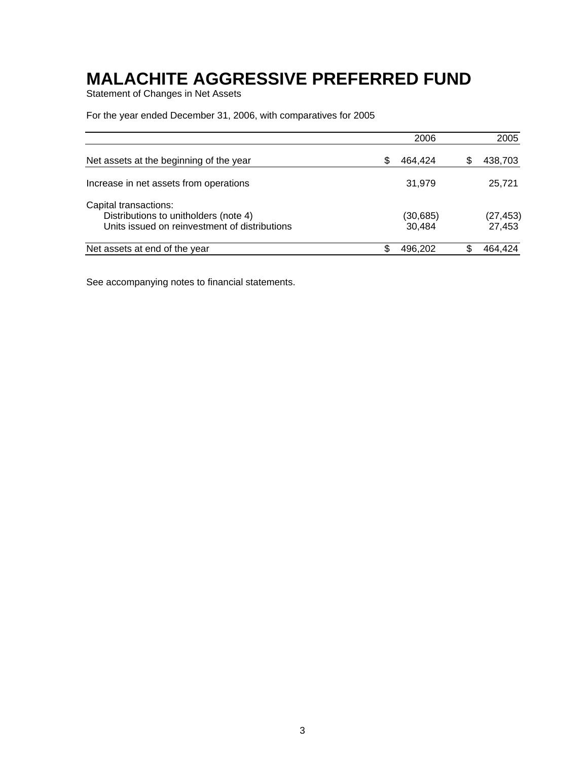# MALACHITE AGGRESSIVE PREFERRED FUND

Statement of Changes in Net Assets

For the year ended December 31, 2006, with comparatives for 2005

| | 2006 | 2005 |
|---|---|---|
| Net assets at the beginning of the year | $ 464,424 | $ 438,703 |
| Increase in net assets from operations | 31,979 | 25,721 |
| Capital transactions: | | |
| Distributions to unitholders (note 4) | (30,685) | (27,453) |
| Units issued on reinvestment of distributions | 30,484 | 27,453 |
| Net assets at end of the year | $ 496,202 | $ 464,424 |

See accompanying notes to financial statements.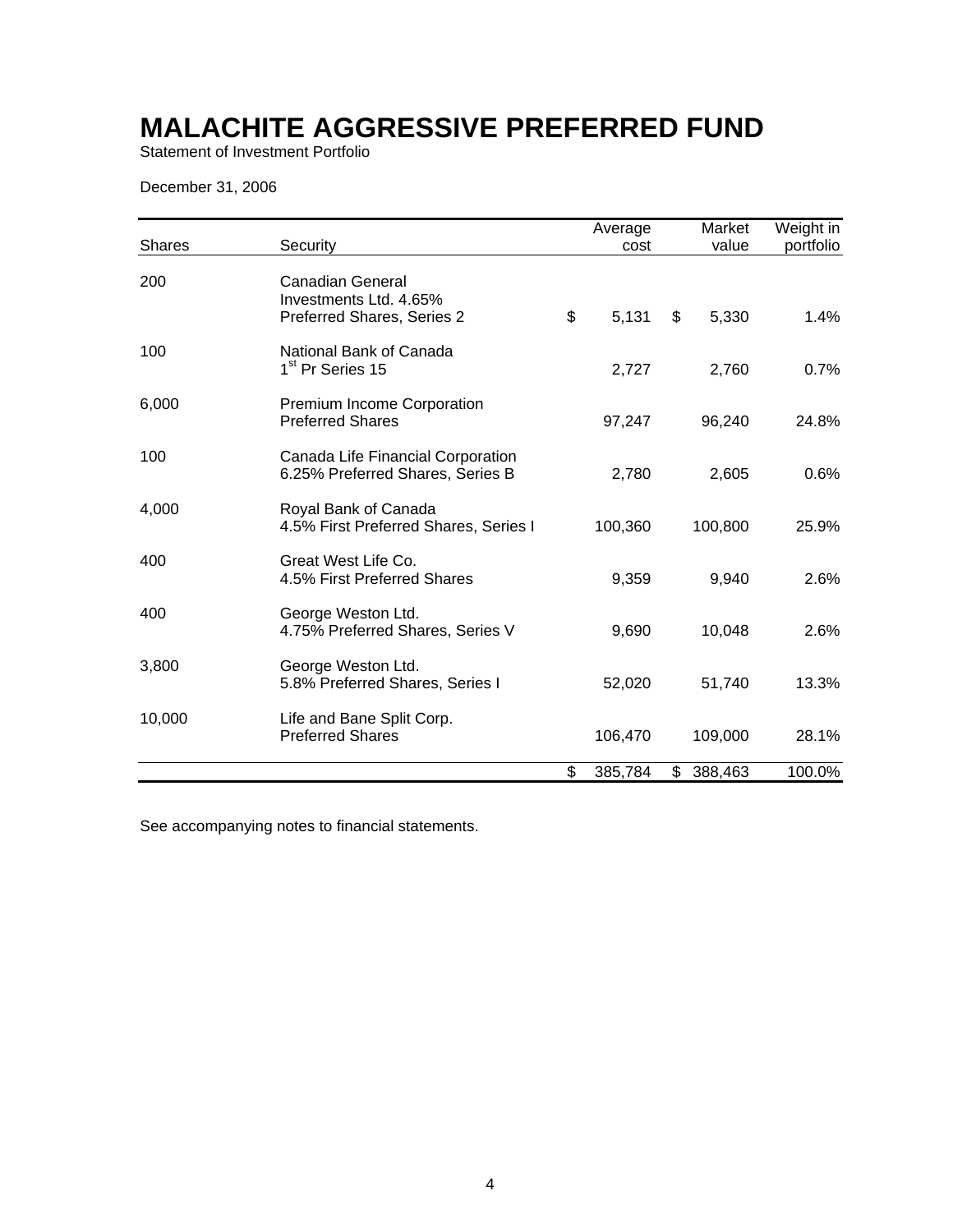# MALACHITE AGGRESSIVE PREFERRED FUND

Statement of Investment Portfolio

December 31, 2006

| Shares | Security | Average cost | Market value | Weight in portfolio |
|---|---|---|---|---|
| 200 | Canadian General Investments Ltd. 4.65% Preferred Shares, Series 2 | $ 5,131 | $ 5,330 | 1.4% |
| 100 | National Bank of Canada 1st Pr Series 15 | 2,727 | 2,760 | 0.7% |
| 6,000 | Premium Income Corporation Preferred Shares | 97,247 | 96,240 | 24.8% |
| 100 | Canada Life Financial Corporation 6.25% Preferred Shares, Series B | 2,780 | 2,605 | 0.6% |
| 4,000 | Royal Bank of Canada 4.5% First Preferred Shares, Series I | 100,360 | 100,800 | 25.9% |
| 400 | Great West Life Co. 4.5% First Preferred Shares | 9,359 | 9,940 | 2.6% |
| 400 | George Weston Ltd. 4.75% Preferred Shares, Series V | 9,690 | 10,048 | 2.6% |
| 3,800 | George Weston Ltd. 5.8% Preferred Shares, Series I | 52,020 | 51,740 | 13.3% |
| 10,000 | Life and Bane Split Corp. Preferred Shares | 106,470 | 109,000 | 28.1% |
| | | $ 385,784 | $ 388,463 | 100.0% |

See accompanying notes to financial statements.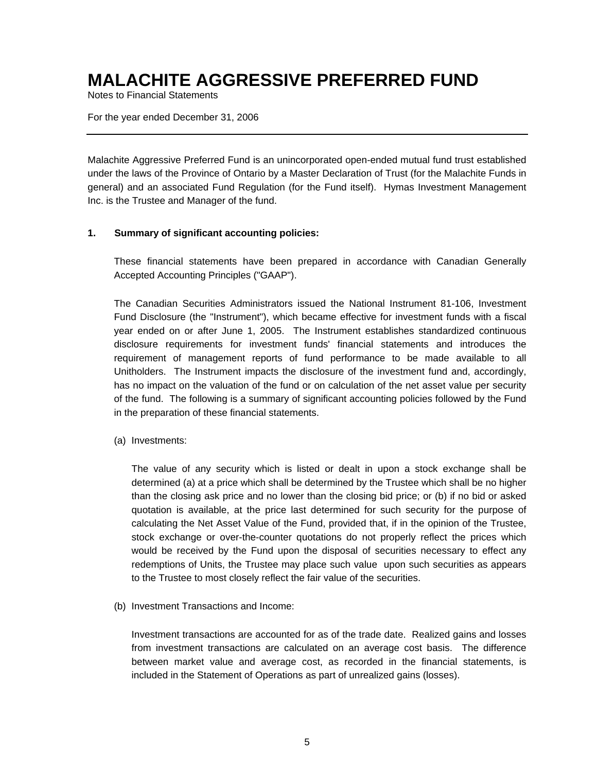# MALACHITE AGGRESSIVE PREFERRED FUND

Notes to Financial Statements

For the year ended December 31, 2006

---

Malachite Aggressive Preferred Fund is an unincorporated open-ended mutual fund trust established under the laws of the Province of Ontario by a Master Declaration of Trust (for the Malachite Funds in general) and an associated Fund Regulation (for the Fund itself). Hymas Investment Management Inc. is the Trustee and Manager of the fund.

**1. Summary of significant accounting policies:**

These financial statements have been prepared in accordance with Canadian Generally Accepted Accounting Principles ("GAAP").

The Canadian Securities Administrators issued the National Instrument 81-106, Investment Fund Disclosure (the "Instrument"), which became effective for investment funds with a fiscal year ended on or after June 1, 2005. The Instrument establishes standardized continuous disclosure requirements for investment funds' financial statements and introduces the requirement of management reports of fund performance to be made available to all Unitholders. The Instrument impacts the disclosure of the investment fund and, accordingly, has no impact on the valuation of the fund or on calculation of the net asset value per security of the fund. The following is a summary of significant accounting policies followed by the Fund in the preparation of these financial statements.

(a) Investments:

The value of any security which is listed or dealt in upon a stock exchange shall be determined (a) at a price which shall be determined by the Trustee which shall be no higher than the closing ask price and no lower than the closing bid price; or (b) if no bid or asked quotation is available, at the price last determined for such security for the purpose of calculating the Net Asset Value of the Fund, provided that, if in the opinion of the Trustee, stock exchange or over-the-counter quotations do not properly reflect the prices which would be received by the Fund upon the disposal of securities necessary to effect any redemptions of Units, the Trustee may place such value upon such securities as appears to the Trustee to most closely reflect the fair value of the securities.

(b) Investment Transactions and Income:

Investment transactions are accounted for as of the trade date. Realized gains and losses from investment transactions are calculated on an average cost basis. The difference between market value and average cost, as recorded in the financial statements, is included in the Statement of Operations as part of unrealized gains (losses).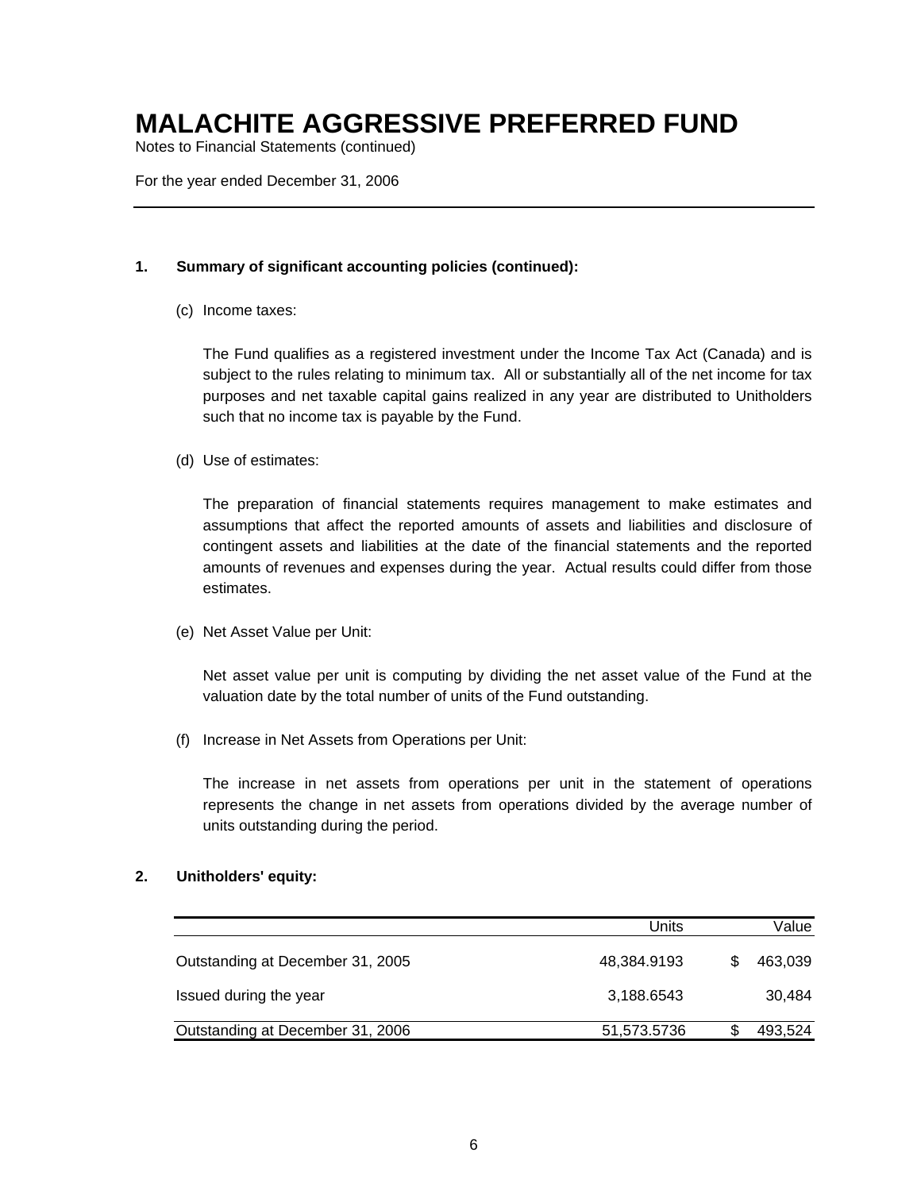# MALACHITE AGGRESSIVE PREFERRED FUND

Notes to Financial Statements (continued)

For the year ended December 31, 2006

**1. Summary of significant accounting policies (continued):**

(c) Income taxes:

The Fund qualifies as a registered investment under the Income Tax Act (Canada) and is subject to the rules relating to minimum tax. All or substantially all of the net income for tax purposes and net taxable capital gains realized in any year are distributed to Unitholders such that no income tax is payable by the Fund.

(d) Use of estimates:

The preparation of financial statements requires management to make estimates and assumptions that affect the reported amounts of assets and liabilities and disclosure of contingent assets and liabilities at the date of the financial statements and the reported amounts of revenues and expenses during the year. Actual results could differ from those estimates.

(e) Net Asset Value per Unit:

Net asset value per unit is computing by dividing the net asset value of the Fund at the valuation date by the total number of units of the Fund outstanding.

(f) Increase in Net Assets from Operations per Unit:

The increase in net assets from operations per unit in the statement of operations represents the change in net assets from operations divided by the average number of units outstanding during the period.

**2. Unitholders' equity:**

| | Units | Value |
|---|---|---|
| Outstanding at December 31, 2005 | 48,384.9193 | $ 463,039 |
| Issued during the year | 3,188.6543 | 30,484 |
| Outstanding at December 31, 2006 | 51,573.5736 | $ 493,524 |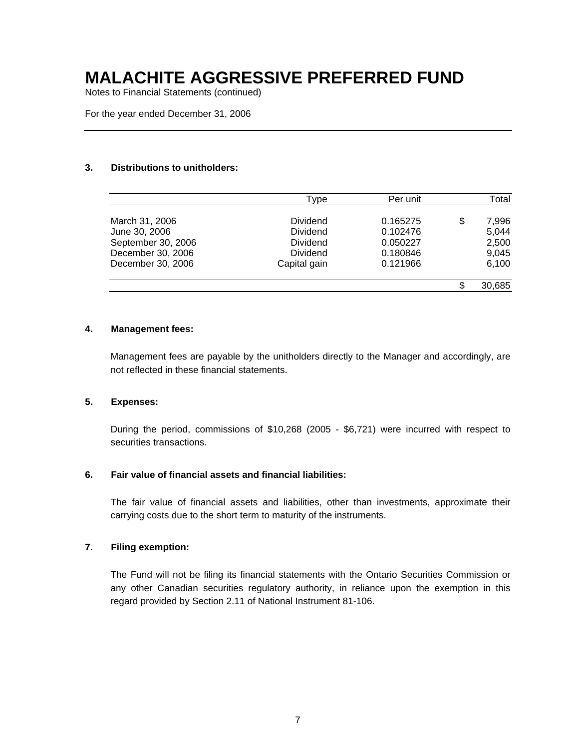# MALACHITE AGGRESSIVE PREFERRED FUND

Notes to Financial Statements (continued)

For the year ended December 31, 2006

### 3. Distributions to unitholders:

| | Type | Per unit | Total |
|---|---|---|---|
| March 31, 2006 | Dividend | 0.165275 | $ 7,996 |
| June 30, 2006 | Dividend | 0.102476 | 5,044 |
| September 30, 2006 | Dividend | 0.050227 | 2,500 |
| December 30, 2006 | Dividend | 0.180846 | 9,045 |
| December 30, 2006 | Capital gain | 0.121966 | 6,100 |
| | | | $ 30,685 |

### 4. Management fees:

Management fees are payable by the unitholders directly to the Manager and accordingly, are not reflected in these financial statements.

### 5. Expenses:

During the period, commissions of $10,268 (2005 - $6,721) were incurred with respect to securities transactions.

### 6. Fair value of financial assets and financial liabilities:

The fair value of financial assets and liabilities, other than investments, approximate their carrying costs due to the short term to maturity of the instruments.

### 7. Filing exemption:

The Fund will not be filing its financial statements with the Ontario Securities Commission or any other Canadian securities regulatory authority, in reliance upon the exemption in this regard provided by Section 2.11 of National Instrument 81-106.